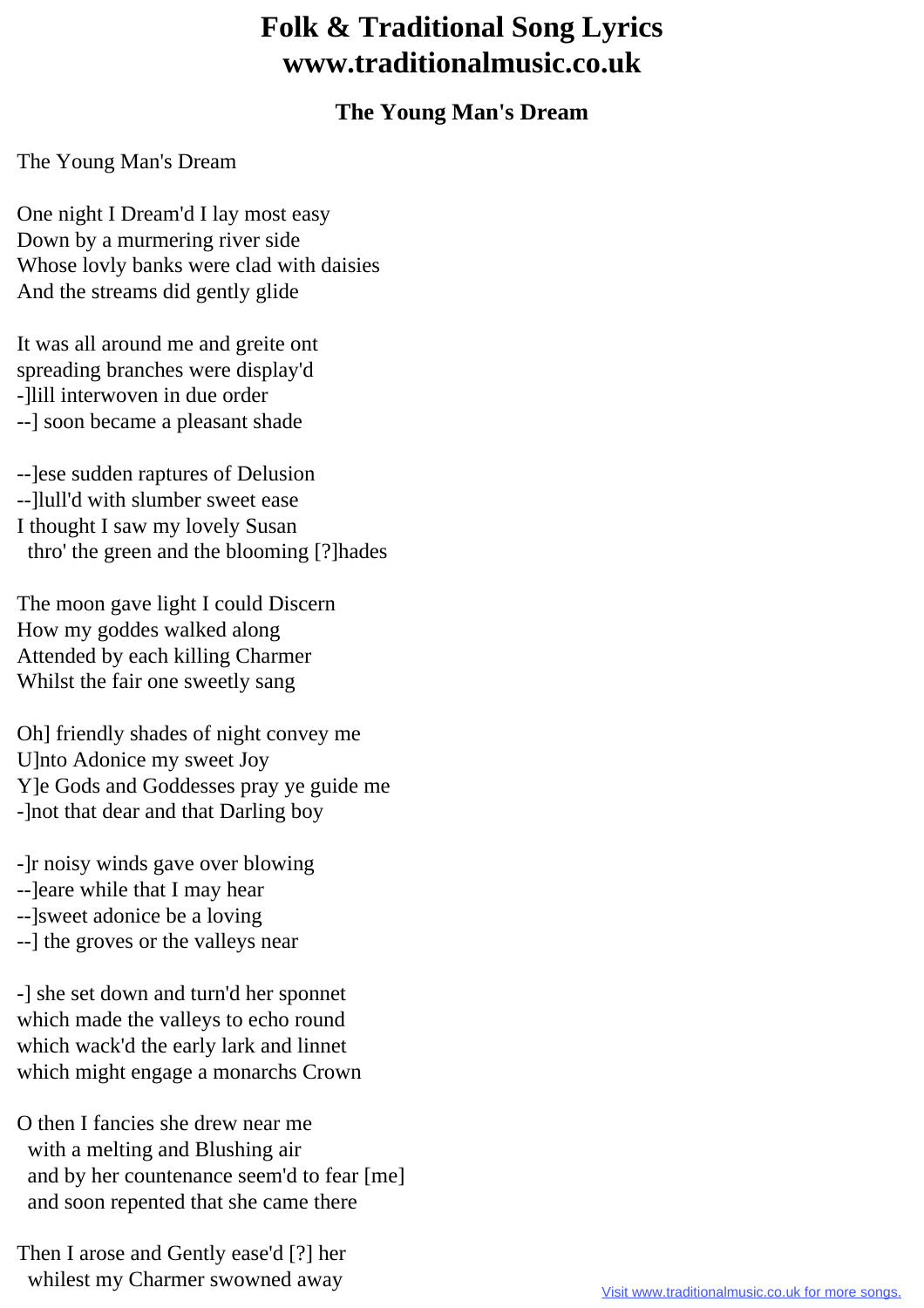# Folk & Traditional Song Lyrics
# www.traditionalmusic.co.uk

### The Young Man's Dream

The Young Man's Dream

One night I Dream'd I lay most easy
Down by a murmering river side
Whose lovly banks were clad with daisies
And the streams did gently glide

It was all around me and greite ont
spreading branches were display'd
-]lill interwoven in due order
--] soon became a pleasant shade

--]ese sudden raptures of Delusion
--]lull'd with slumber sweet ease
I thought I saw my lovely Susan
thro' the green and the blooming [?]hades

The moon gave light I could Discern
How my goddes walked along
Attended by each killing Charmer
Whilst the fair one sweetly sang

Oh] friendly shades of night convey me
U]nto Adonice my sweet Joy
Y]e Gods and Goddesses pray ye guide me
-]not that dear and that Darling boy

-]r noisy winds gave over blowing
--]eare while that I may hear
--]sweet adonice be a loving
--] the groves or the valleys near

-] she set down and turn'd her sponnet
which made the valleys to echo round
which wack'd the early lark and linnet
which might engage a monarchs Crown

O then I fancies she drew near me
with a melting and Blushing air
and by her countenance seem'd to fear [me]
and soon repented that she came there

Then I arose and Gently ease'd [?] her
whilest my Charmer swowned away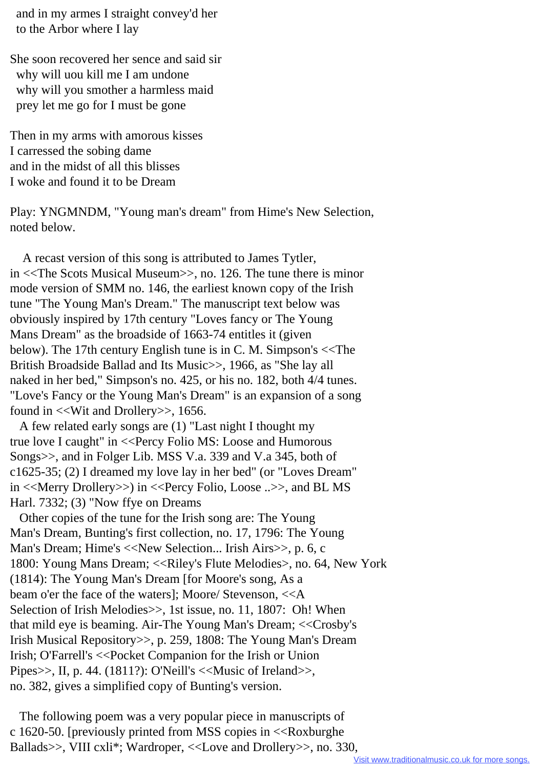and in my armes I straight convey'd her
to the Arbor where I lay

She soon recovered her sence and said sir
why will uou kill me I am undone
why will you smother a harmless maid
prey let me go for I must be gone

Then in my arms with amorous kisses
I carressed the sobing dame
and in the midst of all this blisses
I woke and found it to be Dream

Play: YNGMNDM, "Young man's dream" from Hime's New Selection, noted below.

A recast version of this song is attributed to James Tytler, in <<The Scots Musical Museum>>, no. 126. The tune there is minor mode version of SMM no. 146, the earliest known copy of the Irish tune "The Young Man's Dream." The manuscript text below was obviously inspired by 17th century "Loves fancy or The Young Mans Dream" as the broadside of 1663-74 entitles it (given below). The 17th century English tune is in C. M. Simpson's <<The British Broadside Ballad and Its Music>>, 1966, as "She lay all naked in her bed," Simpson's no. 425, or his no. 182, both 4/4 tunes. "Love's Fancy or the Young Man's Dream" is an expansion of a song found in <<Wit and Drollery>>, 1656.

A few related early songs are (1) "Last night I thought my true love I caught" in <<Percy Folio MS: Loose and Humorous Songs>>, and in Folger Lib. MSS V.a. 339 and V.a 345, both of c1625-35; (2) I dreamed my love lay in her bed" (or "Loves Dream" in <<Merry Drollery>>) in <<Percy Folio, Loose ..>>, and BL MS Harl. 7332; (3) "Now ffye on Dreams

Other copies of the tune for the Irish song are: The Young Man's Dream, Bunting's first collection, no. 17, 1796: The Young Man's Dream; Hime's <<New Selection... Irish Airs>>, p. 6, c 1800: Young Mans Dream; <<Riley's Flute Melodies>, no. 64, New York (1814): The Young Man's Dream [for Moore's song, As a beam o'er the face of the waters]; Moore/ Stevenson, <<A Selection of Irish Melodies>>, 1st issue, no. 11, 1807: Oh! When that mild eye is beaming. Air-The Young Man's Dream; <<Crosby's Irish Musical Repository>>, p. 259, 1808: The Young Man's Dream Irish; O'Farrell's <<Pocket Companion for the Irish or Union Pipes>>, II, p. 44. (1811?): O'Neill's <<Music of Ireland>>, no. 382, gives a simplified copy of Bunting's version.

The following poem was a very popular piece in manuscripts of c 1620-50. [previously printed from MSS copies in <<Roxburghe Ballads>>, VIII cxli*; Wardroper, <<Love and Drollery>>, no. 330,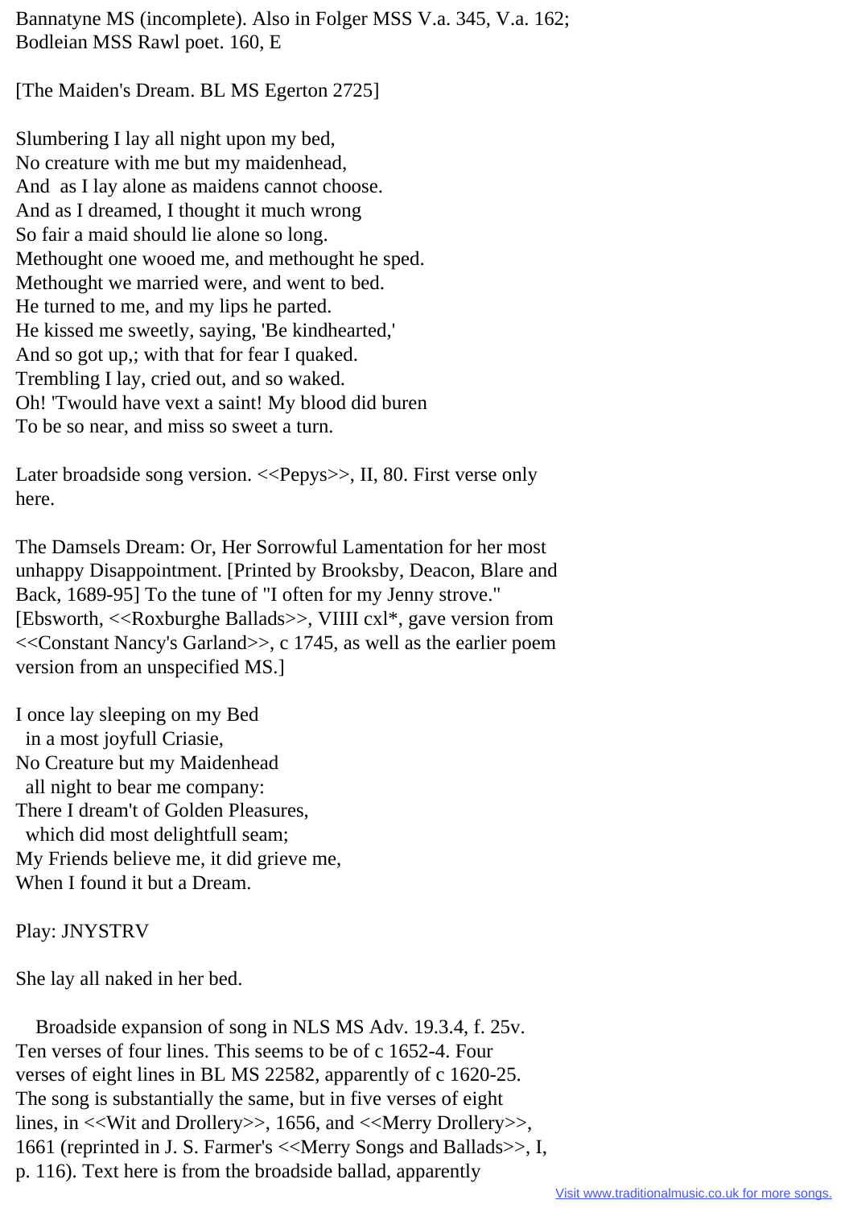Bannatyne MS (incomplete). Also in Folger MSS V.a. 345, V.a. 162; Bodleian MSS Rawl poet. 160, E

[The Maiden's Dream. BL MS Egerton 2725]

Slumbering I lay all night upon my bed,
No creature with me but my maidenhead,
And as I lay alone as maidens cannot choose.
And as I dreamed, I thought it much wrong
So fair a maid should lie alone so long.
Methought one wooed me, and methought he sped.
Methought we married were, and went to bed.
He turned to me, and my lips he parted.
He kissed me sweetly, saying, 'Be kindhearted,'
And so got up,; with that for fear I quaked.
Trembling I lay, cried out, and so waked.
Oh! 'Twould have vext a saint! My blood did buren
To be so near, and miss so sweet a turn.

Later broadside song version. <<Pepys>>, II, 80. First verse only here.

The Damsels Dream: Or, Her Sorrowful Lamentation for her most unhappy Disappointment. [Printed by Brooksby, Deacon, Blare and Back, 1689-95] To the tune of "I often for my Jenny strove." [Ebsworth, <<Roxburghe Ballads>>, VIIII cxl*, gave version from <<Constant Nancy's Garland>>, c 1745, as well as the earlier poem version from an unspecified MS.]

I once lay sleeping on my Bed
  in a most joyfull Criasie,
No Creature but my Maidenhead
  all night to bear me company:
There I dream't of Golden Pleasures,
  which did most delightfull seam;
My Friends believe me, it did grieve me,
When I found it but a Dream.

Play: JNYSTRV

She lay all naked in her bed.

Broadside expansion of song in NLS MS Adv. 19.3.4, f. 25v. Ten verses of four lines. This seems to be of c 1652-4. Four verses of eight lines in BL MS 22582, apparently of c 1620-25. The song is substantially the same, but in five verses of eight lines, in <<Wit and Drollery>>, 1656, and <<Merry Drollery>>, 1661 (reprinted in J. S. Farmer's <<Merry Songs and Ballads>>, I, p. 116). Text here is from the broadside ballad, apparently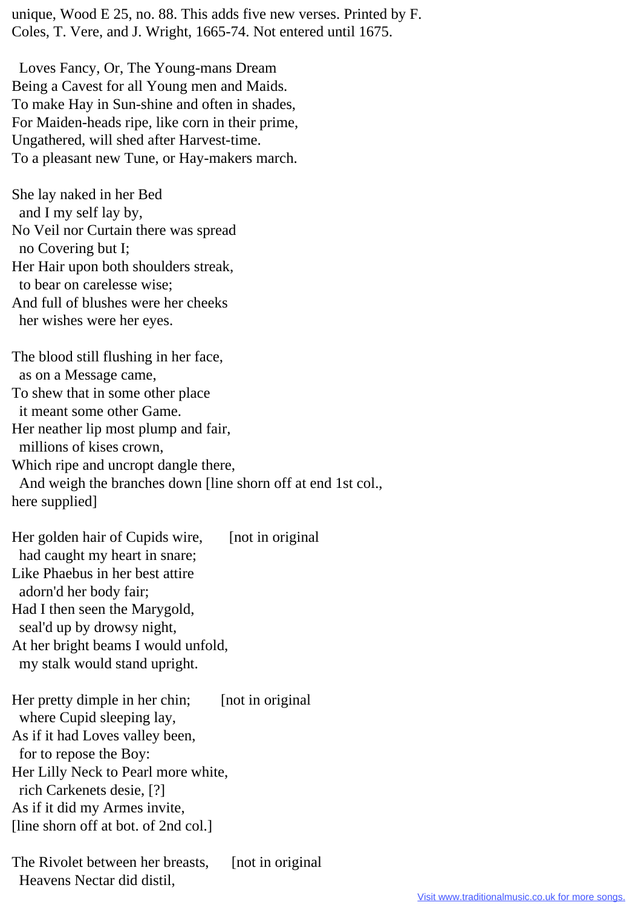unique, Wood E 25, no. 88. This adds five new verses. Printed by F. Coles, T. Vere, and J. Wright, 1665-74. Not entered until 1675.

Loves Fancy, Or, The Young-mans Dream
Being a Cavest for all Young men and Maids.
To make Hay in Sun-shine and often in shades,
For Maiden-heads ripe, like corn in their prime,
Ungathered, will shed after Harvest-time.
To a pleasant new Tune, or Hay-makers march.

She lay naked in her Bed
  and I my self lay by,
No Veil nor Curtain there was spread
  no Covering but I;
Her Hair upon both shoulders streak,
  to bear on carelesse wise;
And full of blushes were her cheeks
  her wishes were her eyes.

The blood still flushing in her face,
  as on a Message came,
To shew that in some other place
  it meant some other Game.
Her neather lip most plump and fair,
  millions of kises crown,
Which ripe and uncropt dangle there,
  And weigh the branches down [line shorn off at end 1st col., here supplied]

Her golden hair of Cupids wire,      [not in original
  had caught my heart in snare;
Like Phaebus in her best attire
  adorn'd her body fair;
Had I then seen the Marygold,
  seal'd up by drowsy night,
At her bright beams I would unfold,
  my stalk would stand upright.

Her pretty dimple in her chin;      [not in original
  where Cupid sleeping lay,
As if it had Loves valley been,
  for to repose the Boy:
Her Lilly Neck to Pearl more white,
  rich Carkenets desie, [?]
As if it did my Armes invite,
[line shorn off at bot. of 2nd col.]

The Rivolet between her breasts,      [not in original
  Heavens Nectar did distil,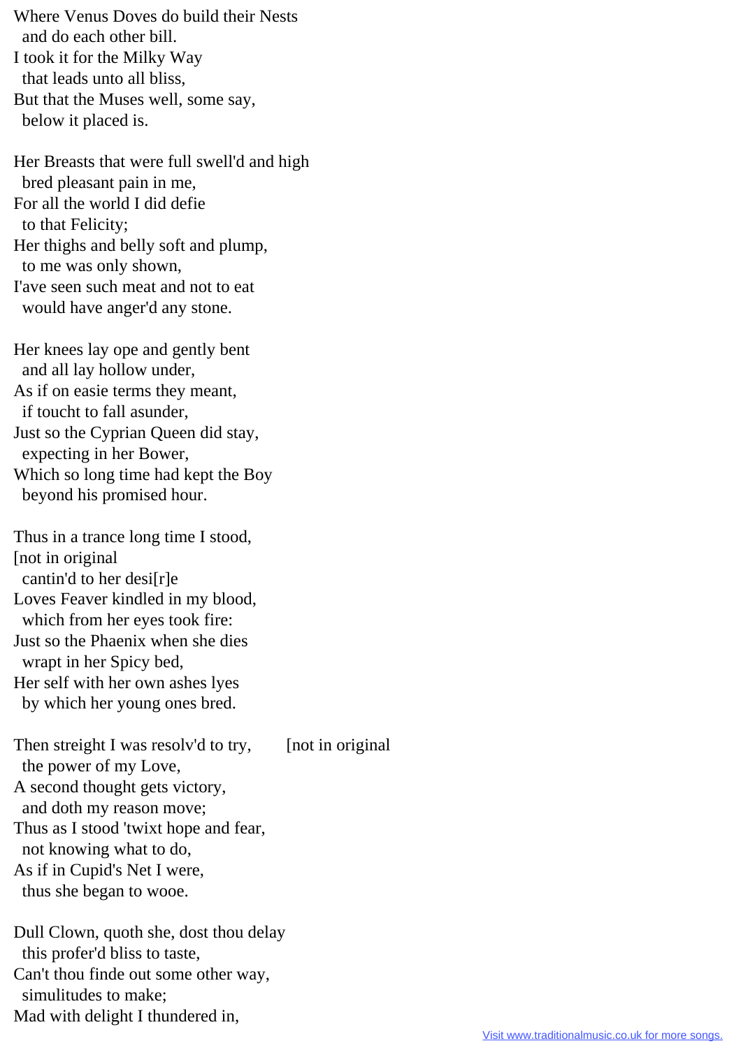Where Venus Doves do build their Nests
  and do each other bill.
I took it for the Milky Way
  that leads unto all bliss,
But that the Muses well, some say,
  below it placed is.

Her Breasts that were full swell'd and high
  bred pleasant pain in me,
For all the world I did defie
  to that Felicity;
Her thighs and belly soft and plump,
  to me was only shown,
I'ave seen such meat and not to eat
  would have anger'd any stone.

Her knees lay ope and gently bent
  and all lay hollow under,
As if on easie terms they meant,
  if toucht to fall asunder,
Just so the Cyprian Queen did stay,
  expecting in her Bower,
Which so long time had kept the Boy
  beyond his promised hour.

Thus in a trance long time I stood,
[not in original
  cantin'd to her desi[r]e
Loves Feaver kindled in my blood,
  which from her eyes took fire:
Just so the Phaenix when she dies
  wrapt in her Spicy bed,
Her self with her own ashes lyes
  by which her young ones bred.

Then streight I was resolv'd to try,        [not in original
  the power of my Love,
A second thought gets victory,
  and doth my reason move;
Thus as I stood 'twixt hope and fear,
  not knowing what to do,
As if in Cupid's Net I were,
  thus she began to wooe.

Dull Clown, quoth she, dost thou delay
  this profer'd bliss to taste,
Can't thou finde out some other way,
  simulitudes to make;
Mad with delight I thundered in,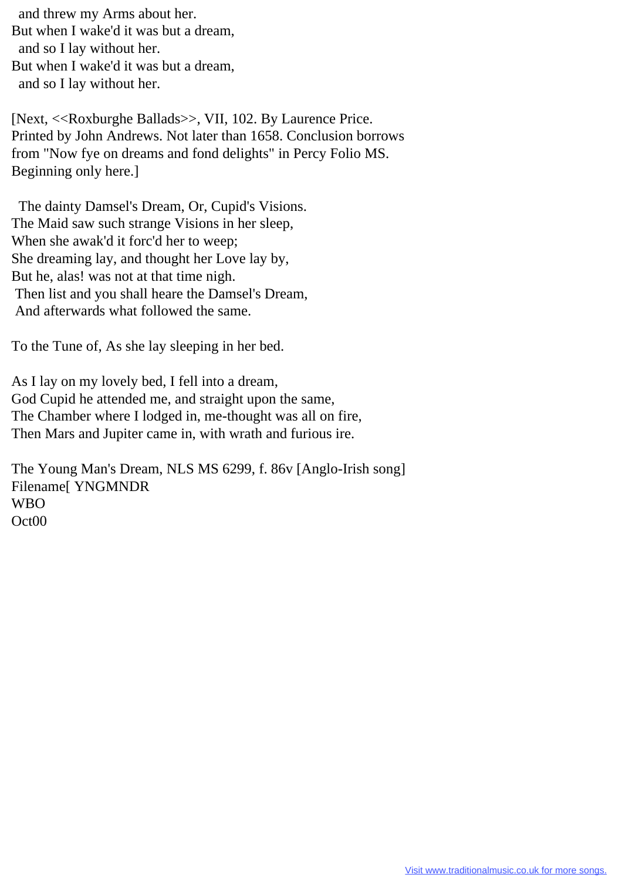and threw my Arms about her.
But when I wake'd it was but a dream,
and so I lay without her.
But when I wake'd it was but a dream,
and so I lay without her.

[Next, <<Roxburghe Ballads>>, VII, 102. By Laurence Price.
Printed by John Andrews. Not later than 1658. Conclusion borrows
from "Now fye on dreams and fond delights" in Percy Folio MS.
Beginning only here.]

The dainty Damsel's Dream, Or, Cupid's Visions.
The Maid saw such strange Visions in her sleep,
When she awak'd it forc'd her to weep;
She dreaming lay, and thought her Love lay by,
But he, alas! was not at that time nigh.
Then list and you shall heare the Damsel's Dream,
And afterwards what followed the same.

To the Tune of, As she lay sleeping in her bed.

As I lay on my lovely bed, I fell into a dream,
God Cupid he attended me, and straight upon the same,
The Chamber where I lodged in, me-thought was all on fire,
Then Mars and Jupiter came in, with wrath and furious ire.

The Young Man's Dream, NLS MS 6299, f. 86v [Anglo-Irish song]
Filename[ YNGMNDR
WBO
Oct00